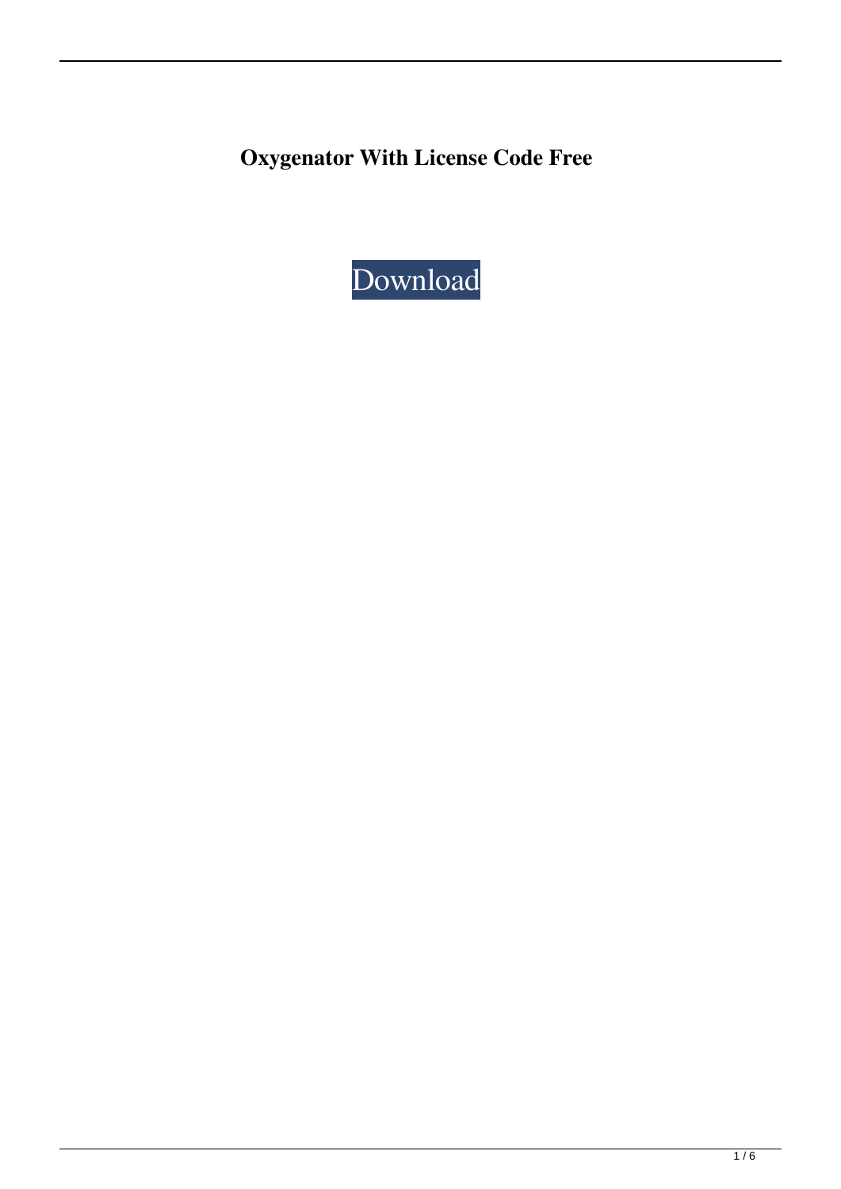**Oxygenator With License Code Free**

Download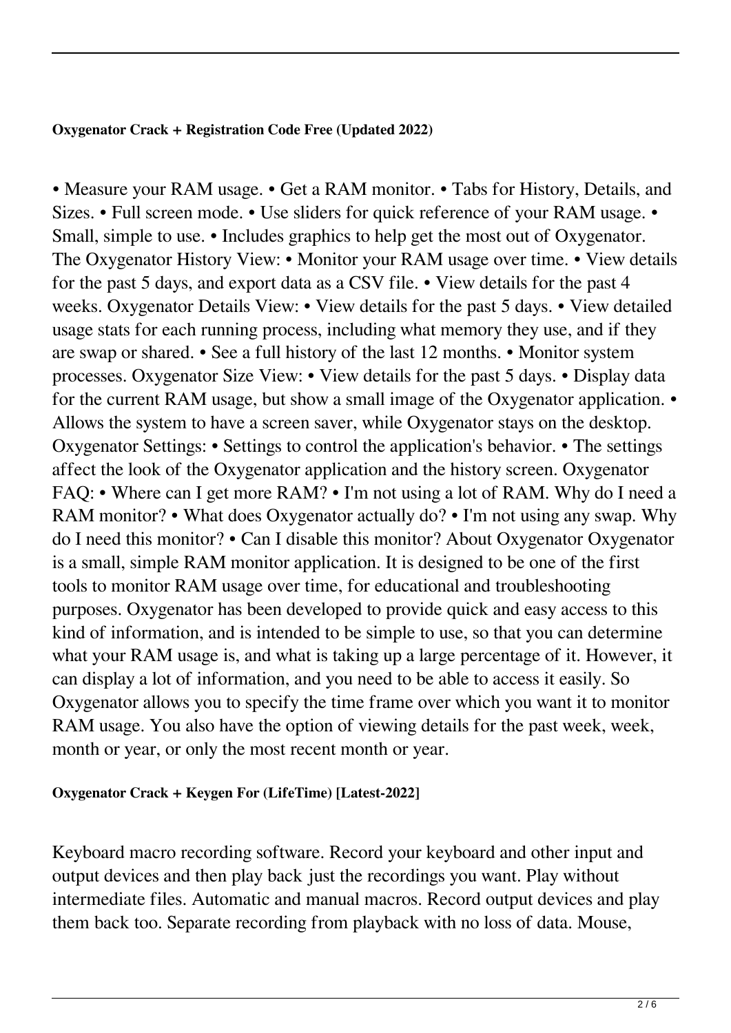**Oxygenator Crack + Registration Code Free (Updated 2022)**

• Measure your RAM usage. • Get a RAM monitor. • Tabs for History, Details, and Sizes. • Full screen mode. • Use sliders for quick reference of your RAM usage. • Small, simple to use. • Includes graphics to help get the most out of Oxygenator. The Oxygenator History View: • Monitor your RAM usage over time. • View details for the past 5 days, and export data as a CSV file. • View details for the past 4 weeks. Oxygenator Details View: • View details for the past 5 days. • View detailed usage stats for each running process, including what memory they use, and if they are swap or shared. • See a full history of the last 12 months. • Monitor system processes. Oxygenator Size View: • View details for the past 5 days. • Display data for the current RAM usage, but show a small image of the Oxygenator application. • Allows the system to have a screen saver, while Oxygenator stays on the desktop. Oxygenator Settings: • Settings to control the application's behavior. • The settings affect the look of the Oxygenator application and the history screen. Oxygenator FAQ: • Where can I get more RAM? • I'm not using a lot of RAM. Why do I need a RAM monitor? • What does Oxygenator actually do? • I'm not using any swap. Why do I need this monitor? • Can I disable this monitor? About Oxygenator Oxygenator is a small, simple RAM monitor application. It is designed to be one of the first tools to monitor RAM usage over time, for educational and troubleshooting purposes. Oxygenator has been developed to provide quick and easy access to this kind of information, and is intended to be simple to use, so that you can determine what your RAM usage is, and what is taking up a large percentage of it. However, it can display a lot of information, and you need to be able to access it easily. So Oxygenator allows you to specify the time frame over which you want it to monitor RAM usage. You also have the option of viewing details for the past week, week, month or year, or only the most recent month or year.

**Oxygenator Crack + Keygen For (LifeTime) [Latest-2022]**

Keyboard macro recording software. Record your keyboard and other input and output devices and then play back just the recordings you want. Play without intermediate files. Automatic and manual macros. Record output devices and play them back too. Separate recording from playback with no loss of data. Mouse,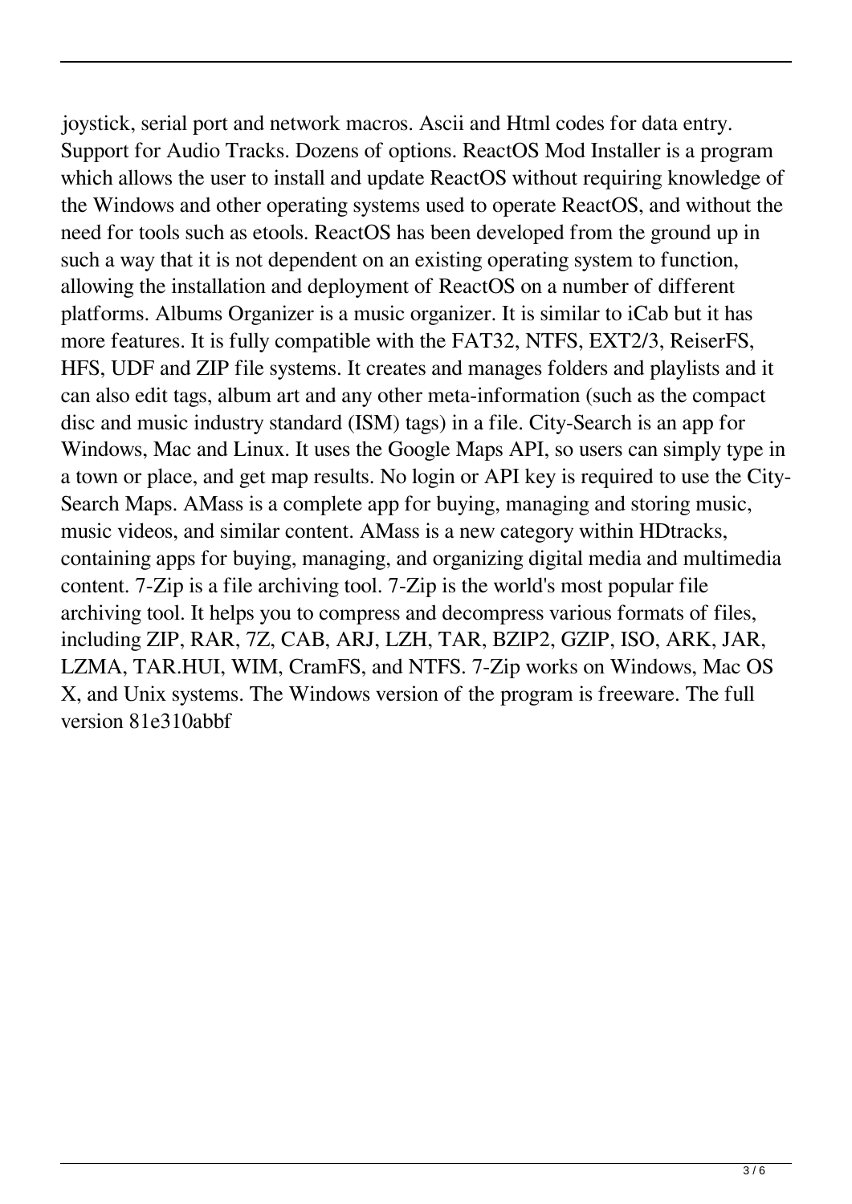joystick, serial port and network macros. Ascii and Html codes for data entry. Support for Audio Tracks. Dozens of options. ReactOS Mod Installer is a program which allows the user to install and update ReactOS without requiring knowledge of the Windows and other operating systems used to operate ReactOS, and without the need for tools such as etools. ReactOS has been developed from the ground up in such a way that it is not dependent on an existing operating system to function, allowing the installation and deployment of ReactOS on a number of different platforms. Albums Organizer is a music organizer. It is similar to iCab but it has more features. It is fully compatible with the FAT32, NTFS, EXT2/3, ReiserFS, HFS, UDF and ZIP file systems. It creates and manages folders and playlists and it can also edit tags, album art and any other meta-information (such as the compact disc and music industry standard (ISM) tags) in a file. City-Search is an app for Windows, Mac and Linux. It uses the Google Maps API, so users can simply type in a town or place, and get map results. No login or API key is required to use the City-Search Maps. AMass is a complete app for buying, managing and storing music, music videos, and similar content. AMass is a new category within HDtracks, containing apps for buying, managing, and organizing digital media and multimedia content. 7-Zip is a file archiving tool. 7-Zip is the world's most popular file archiving tool. It helps you to compress and decompress various formats of files, including ZIP, RAR, 7Z, CAB, ARJ, LZH, TAR, BZIP2, GZIP, ISO, ARK, JAR, LZMA, TAR.HUI, WIM, CramFS, and NTFS. 7-Zip works on Windows, Mac OS X, and Unix systems. The Windows version of the program is freeware. The full version 81e310abbf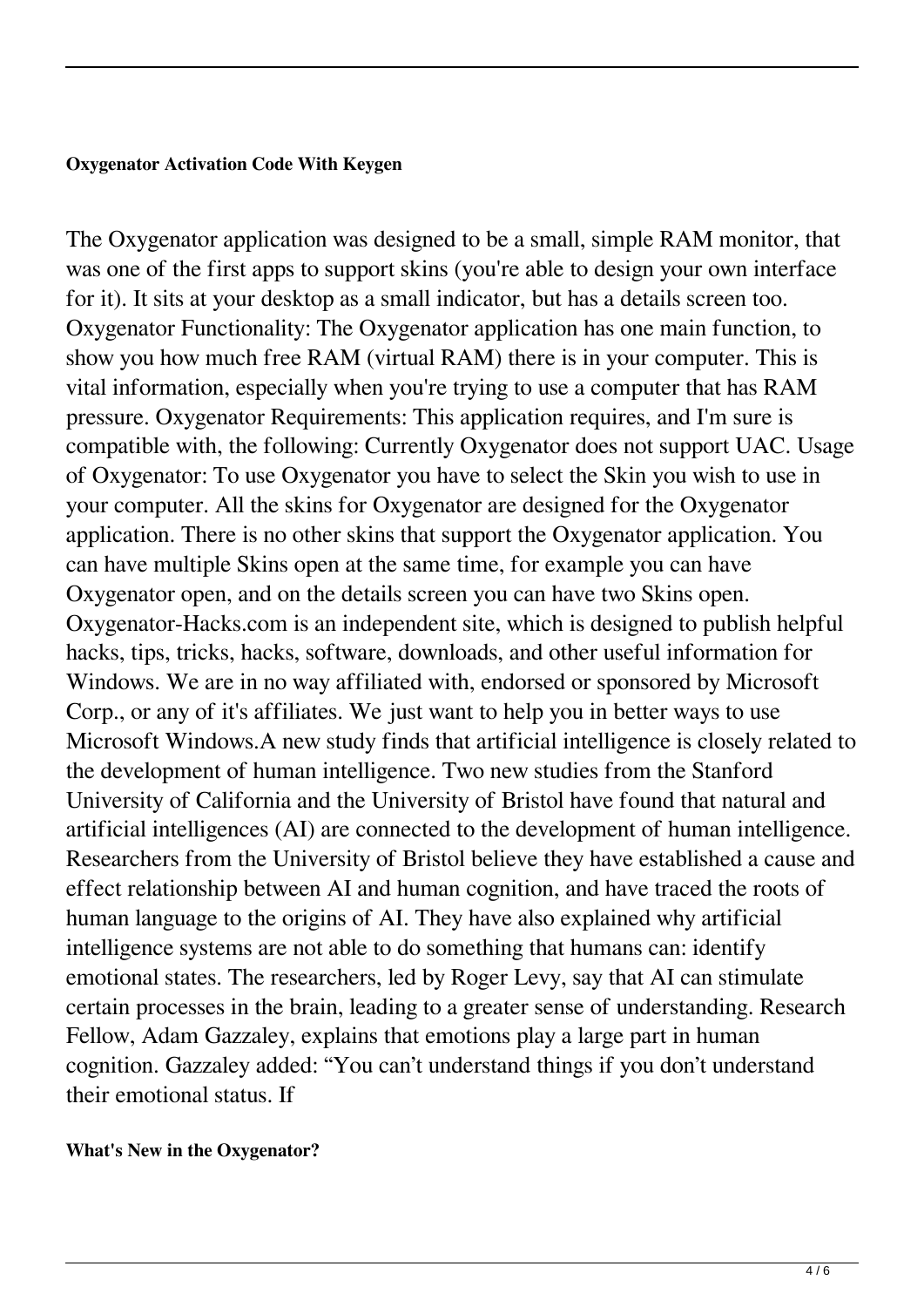**Oxygenator Activation Code With Keygen**

The Oxygenator application was designed to be a small, simple RAM monitor, that was one of the first apps to support skins (you're able to design your own interface for it). It sits at your desktop as a small indicator, but has a details screen too. Oxygenator Functionality: The Oxygenator application has one main function, to show you how much free RAM (virtual RAM) there is in your computer. This is vital information, especially when you're trying to use a computer that has RAM pressure. Oxygenator Requirements: This application requires, and I'm sure is compatible with, the following: Currently Oxygenator does not support UAC. Usage of Oxygenator: To use Oxygenator you have to select the Skin you wish to use in your computer. All the skins for Oxygenator are designed for the Oxygenator application. There is no other skins that support the Oxygenator application. You can have multiple Skins open at the same time, for example you can have Oxygenator open, and on the details screen you can have two Skins open. Oxygenator-Hacks.com is an independent site, which is designed to publish helpful hacks, tips, tricks, hacks, software, downloads, and other useful information for Windows. We are in no way affiliated with, endorsed or sponsored by Microsoft Corp., or any of it's affiliates. We just want to help you in better ways to use Microsoft Windows.A new study finds that artificial intelligence is closely related to the development of human intelligence. Two new studies from the Stanford University of California and the University of Bristol have found that natural and artificial intelligences (AI) are connected to the development of human intelligence. Researchers from the University of Bristol believe they have established a cause and effect relationship between AI and human cognition, and have traced the roots of human language to the origins of AI. They have also explained why artificial intelligence systems are not able to do something that humans can: identify emotional states. The researchers, led by Roger Levy, say that AI can stimulate certain processes in the brain, leading to a greater sense of understanding. Research Fellow, Adam Gazzaley, explains that emotions play a large part in human cognition. Gazzaley added: “You can’t understand things if you don’t understand their emotional status. If

**What's New in the Oxygenator?**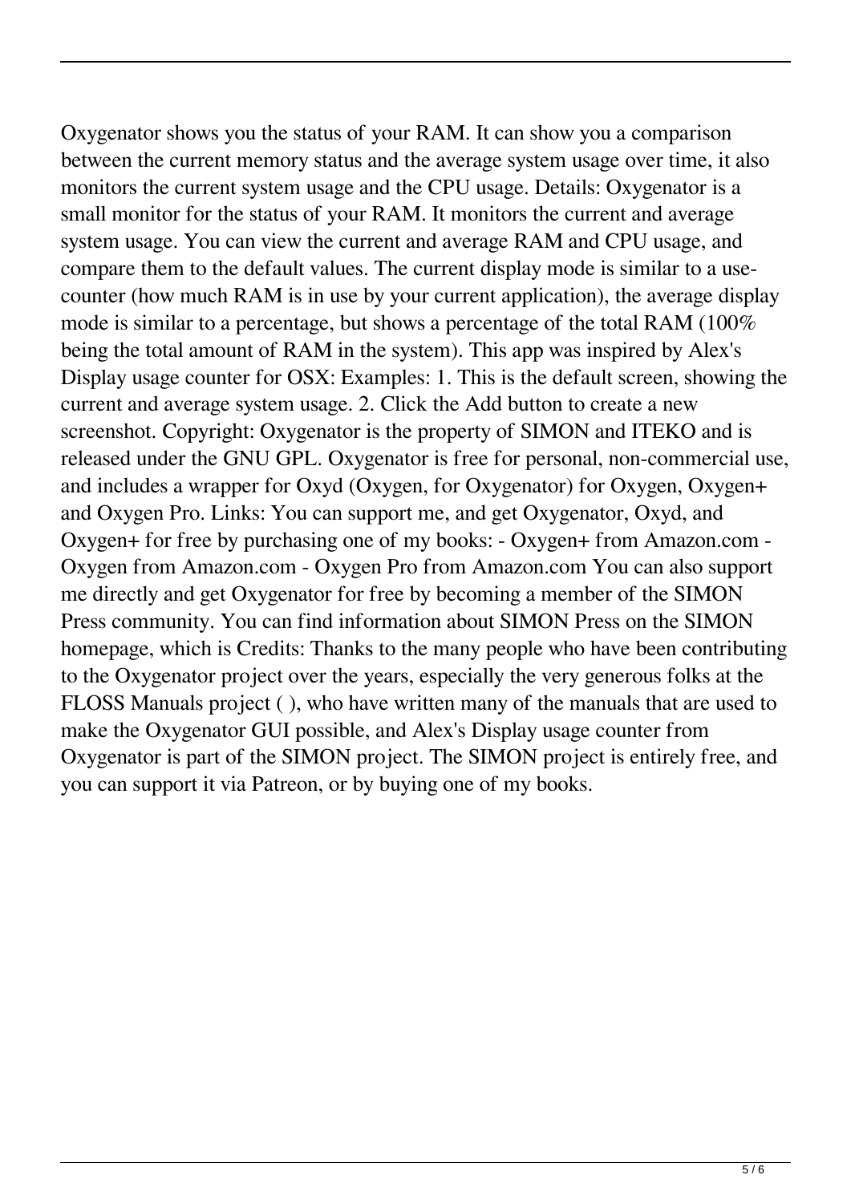Oxygenator shows you the status of your RAM. It can show you a comparison between the current memory status and the average system usage over time, it also monitors the current system usage and the CPU usage. Details: Oxygenator is a small monitor for the status of your RAM. It monitors the current and average system usage. You can view the current and average RAM and CPU usage, and compare them to the default values. The current display mode is similar to a use-counter (how much RAM is in use by your current application), the average display mode is similar to a percentage, but shows a percentage of the total RAM (100% being the total amount of RAM in the system). This app was inspired by Alex's Display usage counter for OSX: Examples: 1. This is the default screen, showing the current and average system usage. 2. Click the Add button to create a new screenshot. Copyright: Oxygenator is the property of SIMON and ITEKO and is released under the GNU GPL. Oxygenator is free for personal, non-commercial use, and includes a wrapper for Oxyd (Oxygen, for Oxygenator) for Oxygen, Oxygen+ and Oxygen Pro. Links: You can support me, and get Oxygenator, Oxyd, and Oxygen+ for free by purchasing one of my books: - Oxygen+ from Amazon.com - Oxygen from Amazon.com - Oxygen Pro from Amazon.com You can also support me directly and get Oxygenator for free by becoming a member of the SIMON Press community. You can find information about SIMON Press on the SIMON homepage, which is Credits: Thanks to the many people who have been contributing to the Oxygenator project over the years, especially the very generous folks at the FLOSS Manuals project ( ), who have written many of the manuals that are used to make the Oxygenator GUI possible, and Alex's Display usage counter from Oxygenator is part of the SIMON project. The SIMON project is entirely free, and you can support it via Patreon, or by buying one of my books.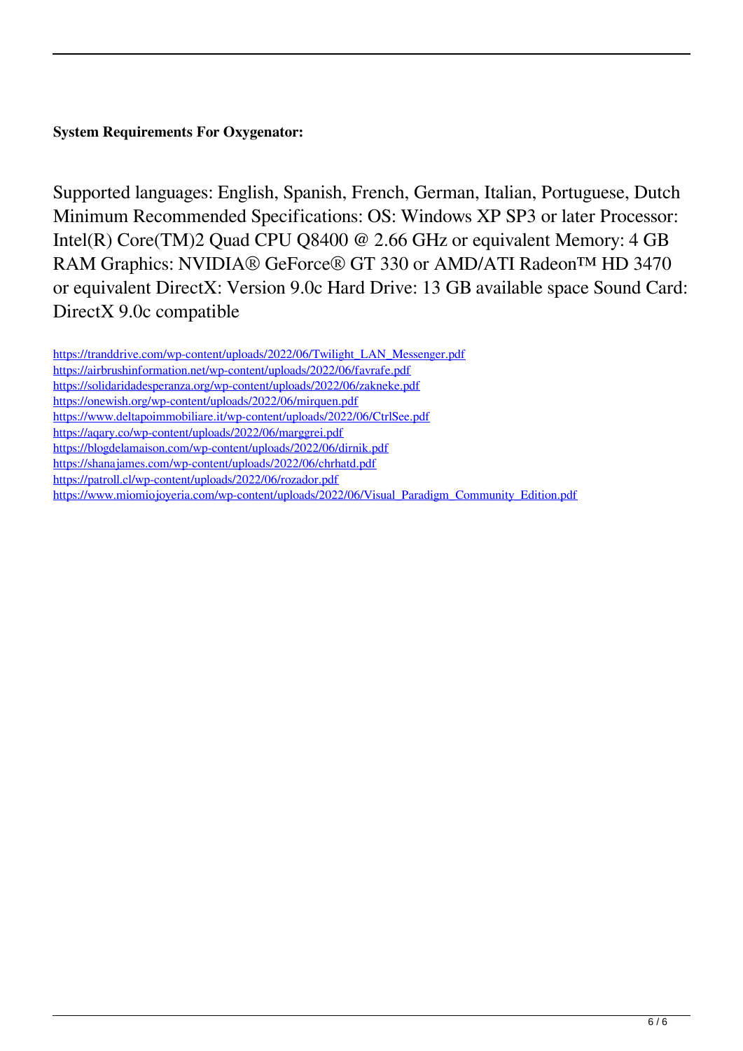**System Requirements For Oxygenator:**

Supported languages: English, Spanish, French, German, Italian, Portuguese, Dutch Minimum Recommended Specifications: OS: Windows XP SP3 or later Processor: Intel(R) Core(TM)2 Quad CPU Q8400 @ 2.66 GHz or equivalent Memory: 4 GB RAM Graphics: NVIDIA® GeForce® GT 330 or AMD/ATI Radeon™ HD 3470 or equivalent DirectX: Version 9.0c Hard Drive: 13 GB available space Sound Card: DirectX 9.0c compatible

https://tranddrive.com/wp-content/uploads/2022/06/Twilight_LAN_Messenger.pdf
https://airbrushinformation.net/wp-content/uploads/2022/06/favrafe.pdf
https://solidaridadesperanza.org/wp-content/uploads/2022/06/zakneke.pdf
https://onewish.org/wp-content/uploads/2022/06/mirquen.pdf
https://www.deltapoimmobiliare.it/wp-content/uploads/2022/06/CtrlSee.pdf
https://aqary.co/wp-content/uploads/2022/06/marggrei.pdf
https://blogdelamaison.com/wp-content/uploads/2022/06/dirnik.pdf
https://shanajames.com/wp-content/uploads/2022/06/chrhatd.pdf
https://patroll.cl/wp-content/uploads/2022/06/rozador.pdf
https://www.miomiojoyeria.com/wp-content/uploads/2022/06/Visual_Paradigm_Community_Edition.pdf